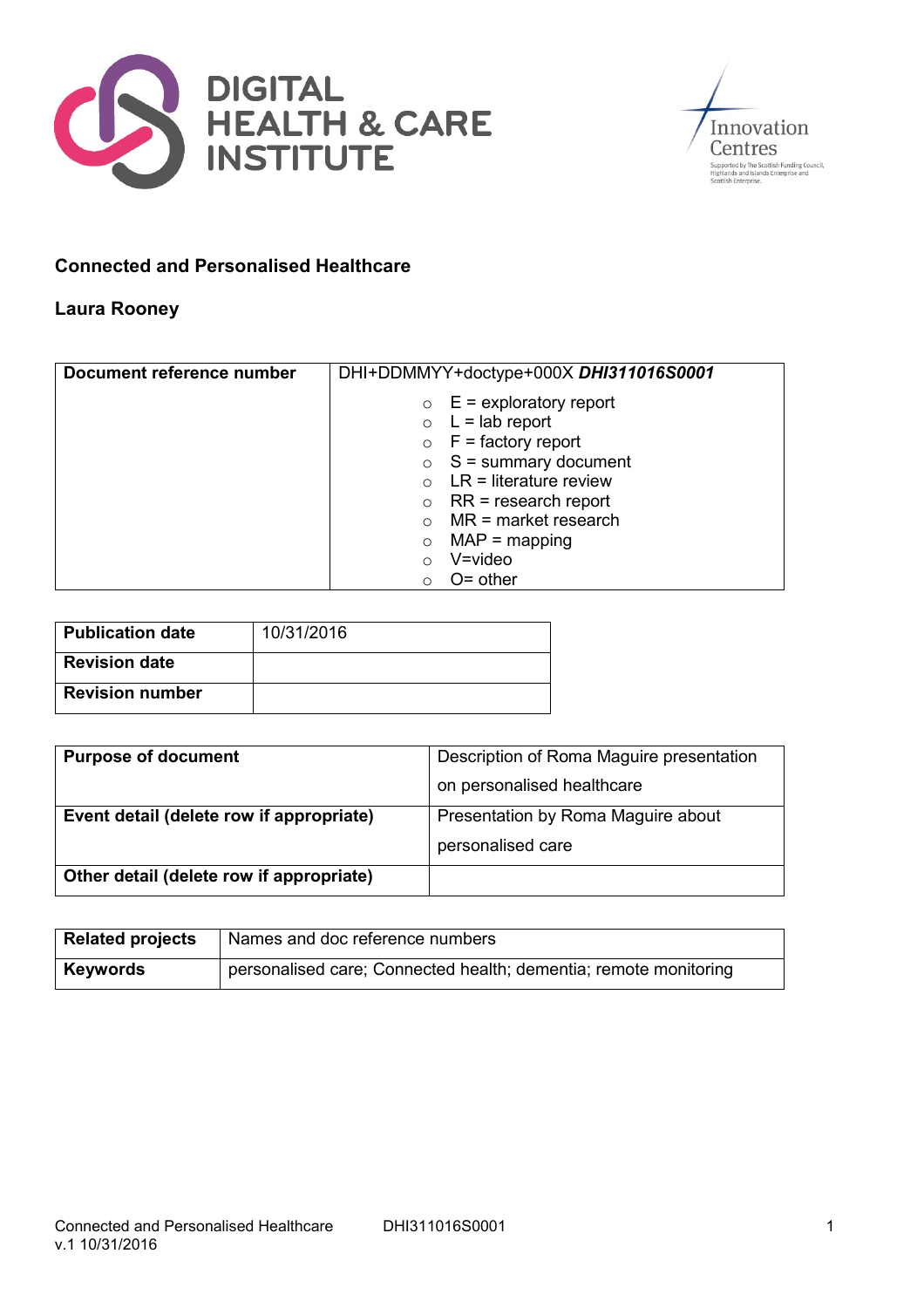DIGITAL HEALTH & CARE INSTITUTE

Innovation Centres

Supported by The Scottish Funding Council, Highlands and Islands Enterprise and Scottish Enterprise.

**Connected and Personalised Healthcare**

**Laura Rooney**

| **Document reference number** | DHI+DDMMYY+doctype+000X ***DHI311016S0001*** |
| --- | --- |
| | ○ E = exploratory report<br>○ L = lab report<br>○ F = factory report<br>○ S = summary document<br>○ LR = literature review<br>○ RR = research report<br>○ MR = market research<br>○ MAP = mapping<br>○ V=video<br>○ O= other |

| **Publication date** | 10/31/2016 |
| --- | --- |
| **Revision date** | |
| **Revision number** | |

| **Purpose of document** | Description of Roma Maguire presentation on personalised healthcare |
| --- | --- |
| **Event detail (delete row if appropriate)** | Presentation by Roma Maguire about personalised care |
| **Other detail (delete row if appropriate)** | |

| **Related projects** | Names and doc reference numbers |
| --- | --- |
| **Keywords** | personalised care; Connected health; dementia; remote monitoring |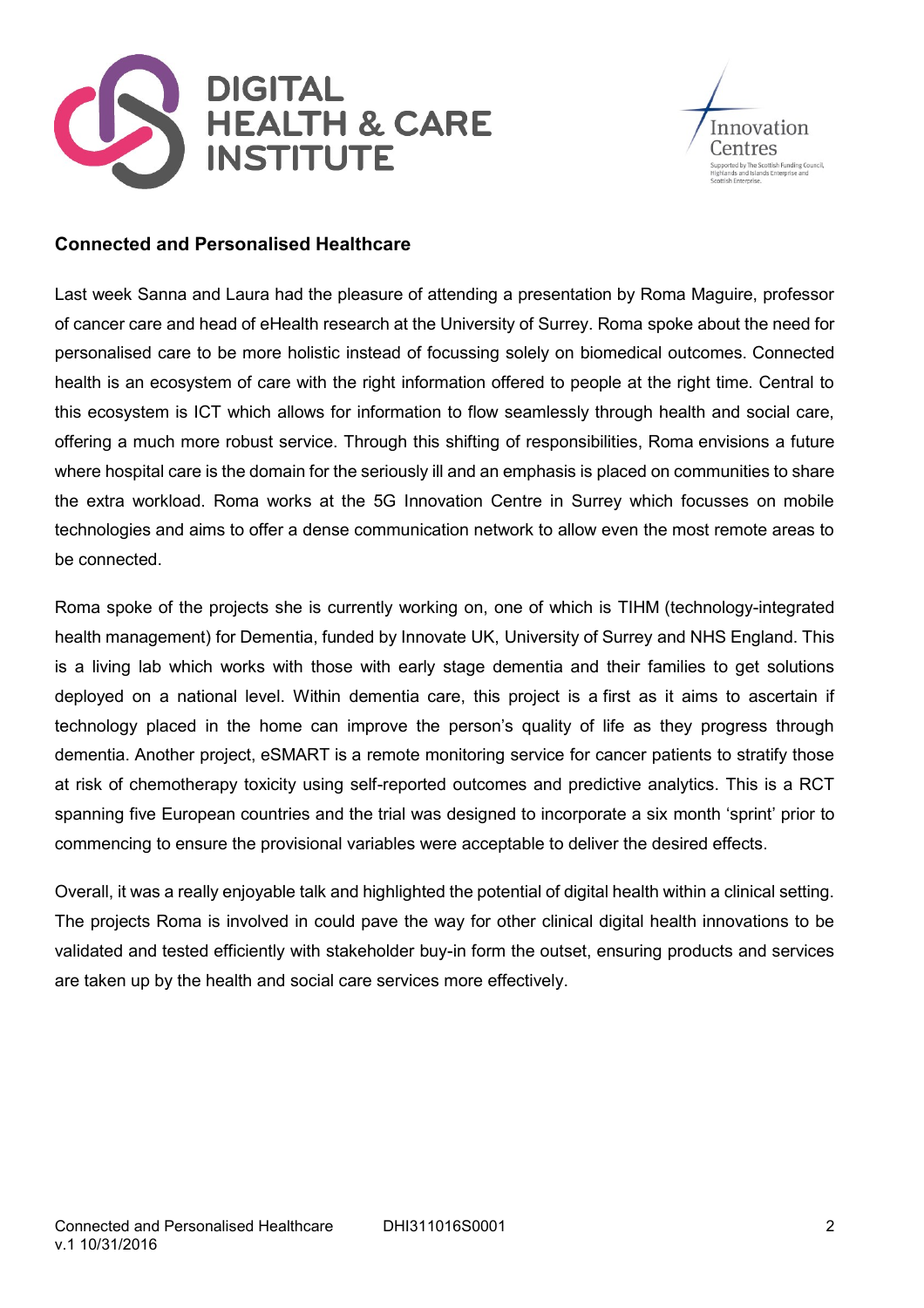## Connected and Personalised Healthcare

Last week Sanna and Laura had the pleasure of attending a presentation by Roma Maguire, professor of cancer care and head of eHealth research at the University of Surrey. Roma spoke about the need for personalised care to be more holistic instead of focussing solely on biomedical outcomes. Connected health is an ecosystem of care with the right information offered to people at the right time. Central to this ecosystem is ICT which allows for information to flow seamlessly through health and social care, offering a much more robust service. Through this shifting of responsibilities, Roma envisions a future where hospital care is the domain for the seriously ill and an emphasis is placed on communities to share the extra workload. Roma works at the 5G Innovation Centre in Surrey which focusses on mobile technologies and aims to offer a dense communication network to allow even the most remote areas to be connected.

Roma spoke of the projects she is currently working on, one of which is TIHM (technology-integrated health management) for Dementia, funded by Innovate UK, University of Surrey and NHS England. This is a living lab which works with those with early stage dementia and their families to get solutions deployed on a national level. Within dementia care, this project is a first as it aims to ascertain if technology placed in the home can improve the person's quality of life as they progress through dementia. Another project, eSMART is a remote monitoring service for cancer patients to stratify those at risk of chemotherapy toxicity using self-reported outcomes and predictive analytics. This is a RCT spanning five European countries and the trial was designed to incorporate a six month 'sprint' prior to commencing to ensure the provisional variables were acceptable to deliver the desired effects.

Overall, it was a really enjoyable talk and highlighted the potential of digital health within a clinical setting. The projects Roma is involved in could pave the way for other clinical digital health innovations to be validated and tested efficiently with stakeholder buy-in form the outset, ensuring products and services are taken up by the health and social care services more effectively.